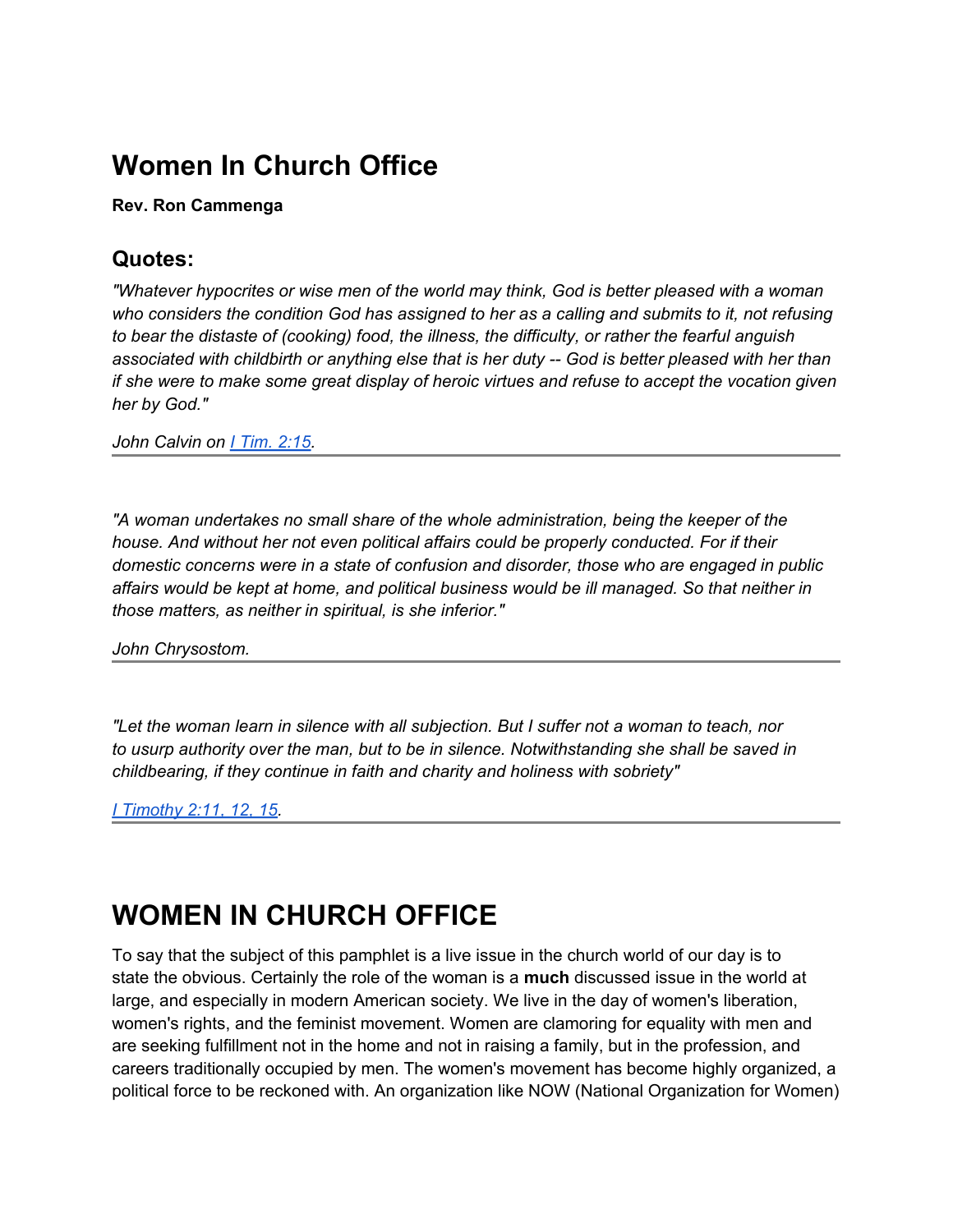# Women In Church Office

**Rev. Ron Cammenga**

## Quotes:

*"Whatever hypocrites or wise men of the world may think, God is better pleased with a woman who considers the condition God has assigned to her as a calling and submits to it, not refusing to bear the distaste of (cooking) food, the illness, the difficulty, or rather the fearful anguish associated with childbirth or anything else that is her duty -- God is better pleased with her than if she were to make some great display of heroic virtues and refuse to accept the vocation given her by God."*

*John Calvin on [I Tim. 2:15](I Tim. 2:15).*

---

*"A woman undertakes no small share of the whole administration, being the keeper of the house. And without her not even political affairs could be properly conducted. For if their domestic concerns were in a state of confusion and disorder, those who are engaged in public affairs would be kept at home, and political business would be ill managed. So that neither in those matters, as neither in spiritual, is she inferior."*

*John Chrysostom.*

---

*"Let the woman learn in silence with all subjection. But I suffer not a woman to teach, nor to usurp authority over the man, but to be in silence. Notwithstanding she shall be saved in childbearing, if they continue in faith and charity and holiness with sobriety"*

*[I Timothy 2:11, 12, 15](I Timothy 2:11, 12, 15).*

---

# WOMEN IN CHURCH OFFICE

To say that the subject of this pamphlet is a live issue in the church world of our day is to state the obvious. Certainly the role of the woman is a **much** discussed issue in the world at large, and especially in modern American society. We live in the day of women's liberation, women's rights, and the feminist movement. Women are clamoring for equality with men and are seeking fulfillment not in the home and not in raising a family, but in the profession, and careers traditionally occupied by men. The women's movement has become highly organized, a political force to be reckoned with. An organization like NOW (National Organization for Women)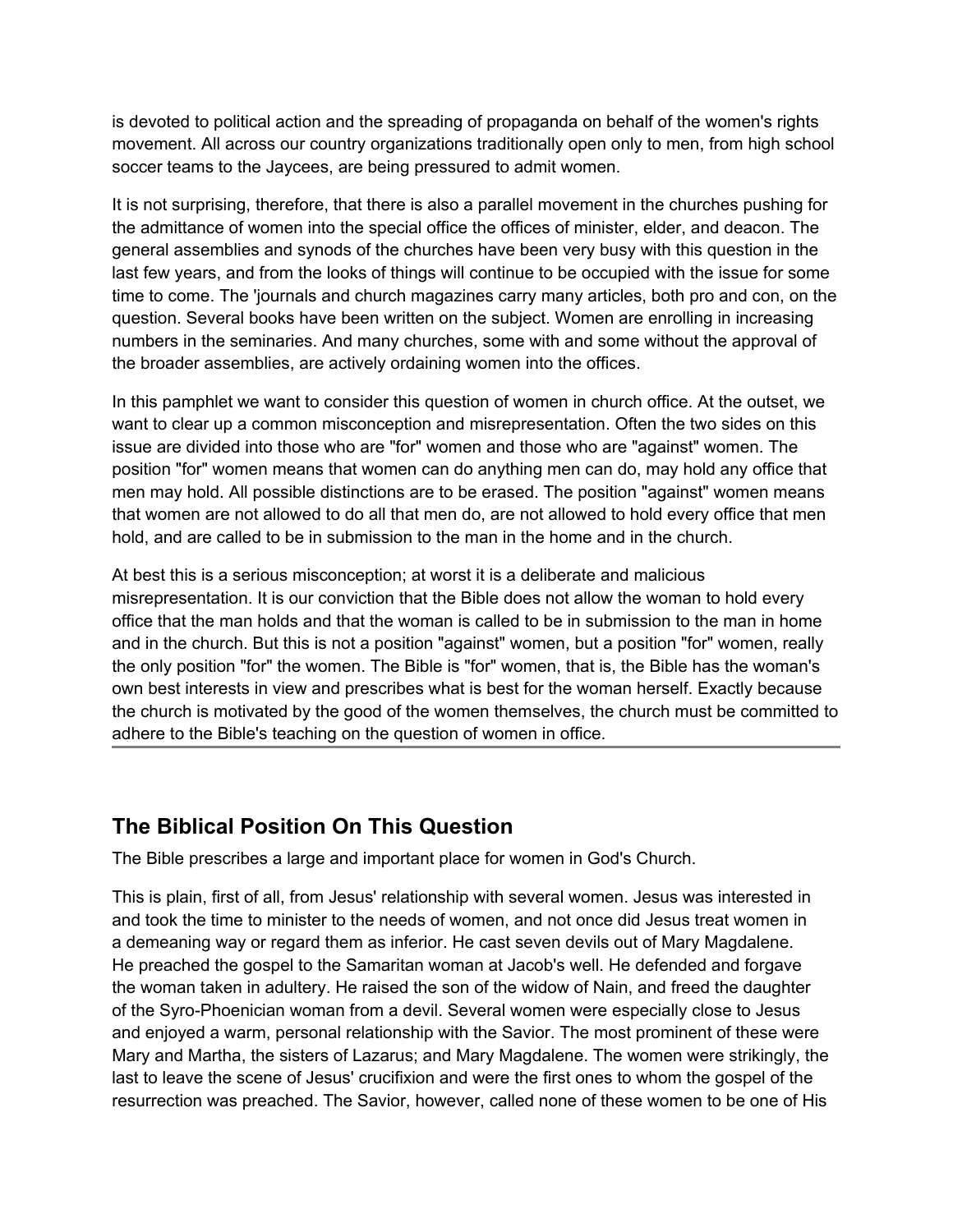is devoted to political action and the spreading of propaganda on behalf of the women's rights movement. All across our country organizations traditionally open only to men, from high school soccer teams to the Jaycees, are being pressured to admit women.

It is not surprising, therefore, that there is also a parallel movement in the churches pushing for the admittance of women into the special office the offices of minister, elder, and deacon. The general assemblies and synods of the churches have been very busy with this question in the last few years, and from the looks of things will continue to be occupied with the issue for some time to come. The 'journals and church magazines carry many articles, both pro and con, on the question. Several books have been written on the subject. Women are enrolling in increasing numbers in the seminaries. And many churches, some with and some without the approval of the broader assemblies, are actively ordaining women into the offices.

In this pamphlet we want to consider this question of women in church office. At the outset, we want to clear up a common misconception and misrepresentation. Often the two sides on this issue are divided into those who are "for" women and those who are "against" women. The position "for" women means that women can do anything men can do, may hold any office that men may hold. All possible distinctions are to be erased. The position "against" women means that women are not allowed to do all that men do, are not allowed to hold every office that men hold, and are called to be in submission to the man in the home and in the church.

At best this is a serious misconception; at worst it is a deliberate and malicious misrepresentation. It is our conviction that the Bible does not allow the woman to hold every office that the man holds and that the woman is called to be in submission to the man in home and in the church. But this is not a position "against" women, but a position "for" women, really the only position "for" the women. The Bible is "for" women, that is, the Bible has the woman's own best interests in view and prescribes what is best for the woman herself. Exactly because the church is motivated by the good of the women themselves, the church must be committed to adhere to the Bible's teaching on the question of women in office.

---

## The Biblical Position On This Question

The Bible prescribes a large and important place for women in God's Church.

This is plain, first of all, from Jesus' relationship with several women. Jesus was interested in and took the time to minister to the needs of women, and not once did Jesus treat women in a demeaning way or regard them as inferior. He cast seven devils out of Mary Magdalene. He preached the gospel to the Samaritan woman at Jacob's well. He defended and forgave the woman taken in adultery. He raised the son of the widow of Nain, and freed the daughter of the Syro-Phoenician woman from a devil. Several women were especially close to Jesus and enjoyed a warm, personal relationship with the Savior. The most prominent of these were Mary and Martha, the sisters of Lazarus; and Mary Magdalene. The women were strikingly, the last to leave the scene of Jesus' crucifixion and were the first ones to whom the gospel of the resurrection was preached. The Savior, however, called none of these women to be one of His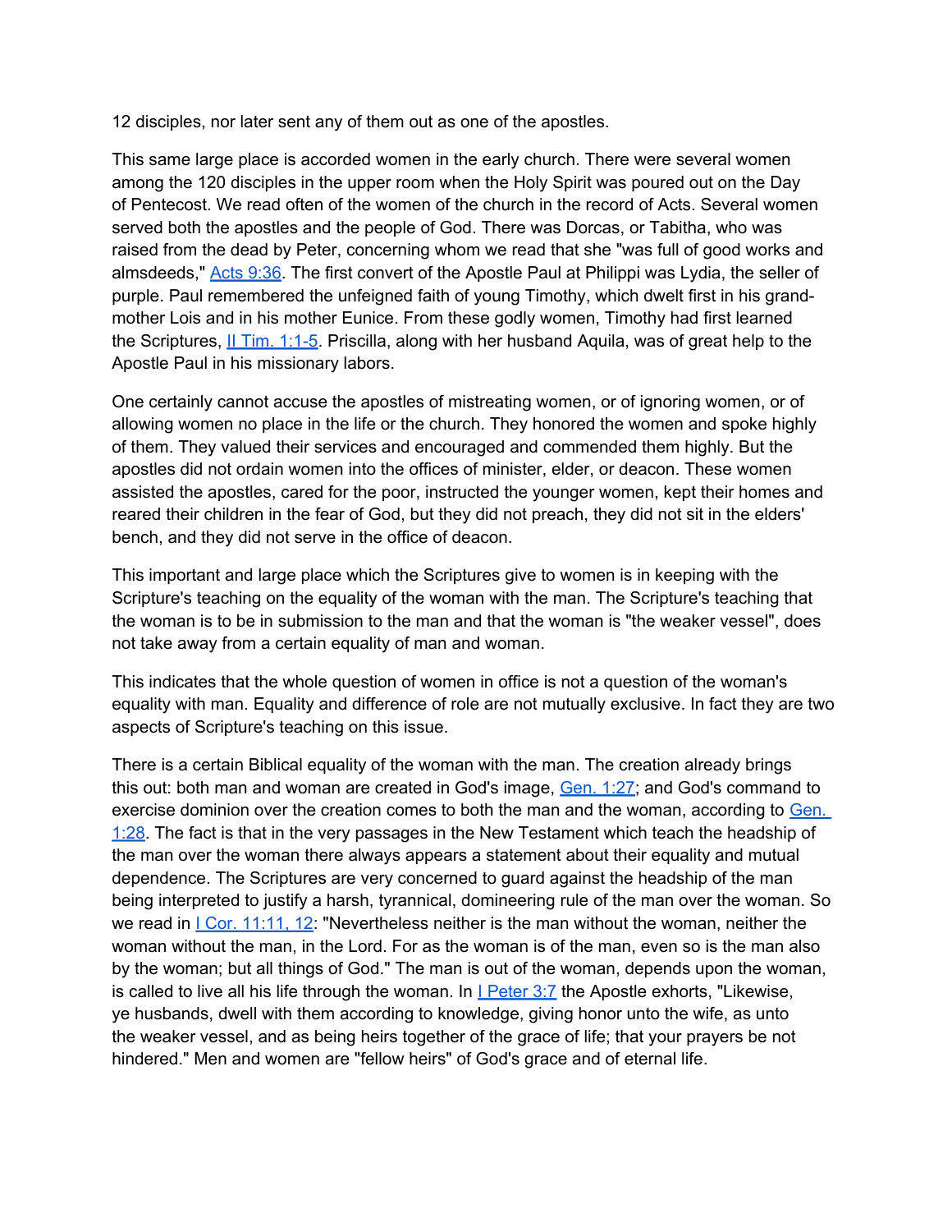12 disciples, nor later sent any of them out as one of the apostles.

This same large place is accorded women in the early church. There were several women among the 120 disciples in the upper room when the Holy Spirit was poured out on the Day of Pentecost. We read often of the women of the church in the record of Acts. Several women served both the apostles and the people of God. There was Dorcas, or Tabitha, who was raised from the dead by Peter, concerning whom we read that she "was full of good works and almsdeeds," Acts 9:36. The first convert of the Apostle Paul at Philippi was Lydia, the seller of purple. Paul remembered the unfeigned faith of young Timothy, which dwelt first in his grand-mother Lois and in his mother Eunice. From these godly women, Timothy had first learned the Scriptures, II Tim. 1:1-5. Priscilla, along with her husband Aquila, was of great help to the Apostle Paul in his missionary labors.

One certainly cannot accuse the apostles of mistreating women, or of ignoring women, or of allowing women no place in the life or the church. They honored the women and spoke highly of them. They valued their services and encouraged and commended them highly. But the apostles did not ordain women into the offices of minister, elder, or deacon. These women assisted the apostles, cared for the poor, instructed the younger women, kept their homes and reared their children in the fear of God, but they did not preach, they did not sit in the elders' bench, and they did not serve in the office of deacon.

This important and large place which the Scriptures give to women is in keeping with the Scripture's teaching on the equality of the woman with the man. The Scripture's teaching that the woman is to be in submission to the man and that the woman is "the weaker vessel", does not take away from a certain equality of man and woman.

This indicates that the whole question of women in office is not a question of the woman's equality with man. Equality and difference of role are not mutually exclusive. In fact they are two aspects of Scripture's teaching on this issue.

There is a certain Biblical equality of the woman with the man. The creation already brings this out: both man and woman are created in God's image, Gen. 1:27; and God's command to exercise dominion over the creation comes to both the man and the woman, according to Gen. 1:28. The fact is that in the very passages in the New Testament which teach the headship of the man over the woman there always appears a statement about their equality and mutual dependence. The Scriptures are very concerned to guard against the headship of the man being interpreted to justify a harsh, tyrannical, domineering rule of the man over the woman. So we read in I Cor. 11:11, 12: "Nevertheless neither is the man without the woman, neither the woman without the man, in the Lord. For as the woman is of the man, even so is the man also by the woman; but all things of God." The man is out of the woman, depends upon the woman, is called to live all his life through the woman. In I Peter 3:7 the Apostle exhorts, "Likewise, ye husbands, dwell with them according to knowledge, giving honor unto the wife, as unto the weaker vessel, and as being heirs together of the grace of life; that your prayers be not hindered." Men and women are "fellow heirs" of God's grace and of eternal life.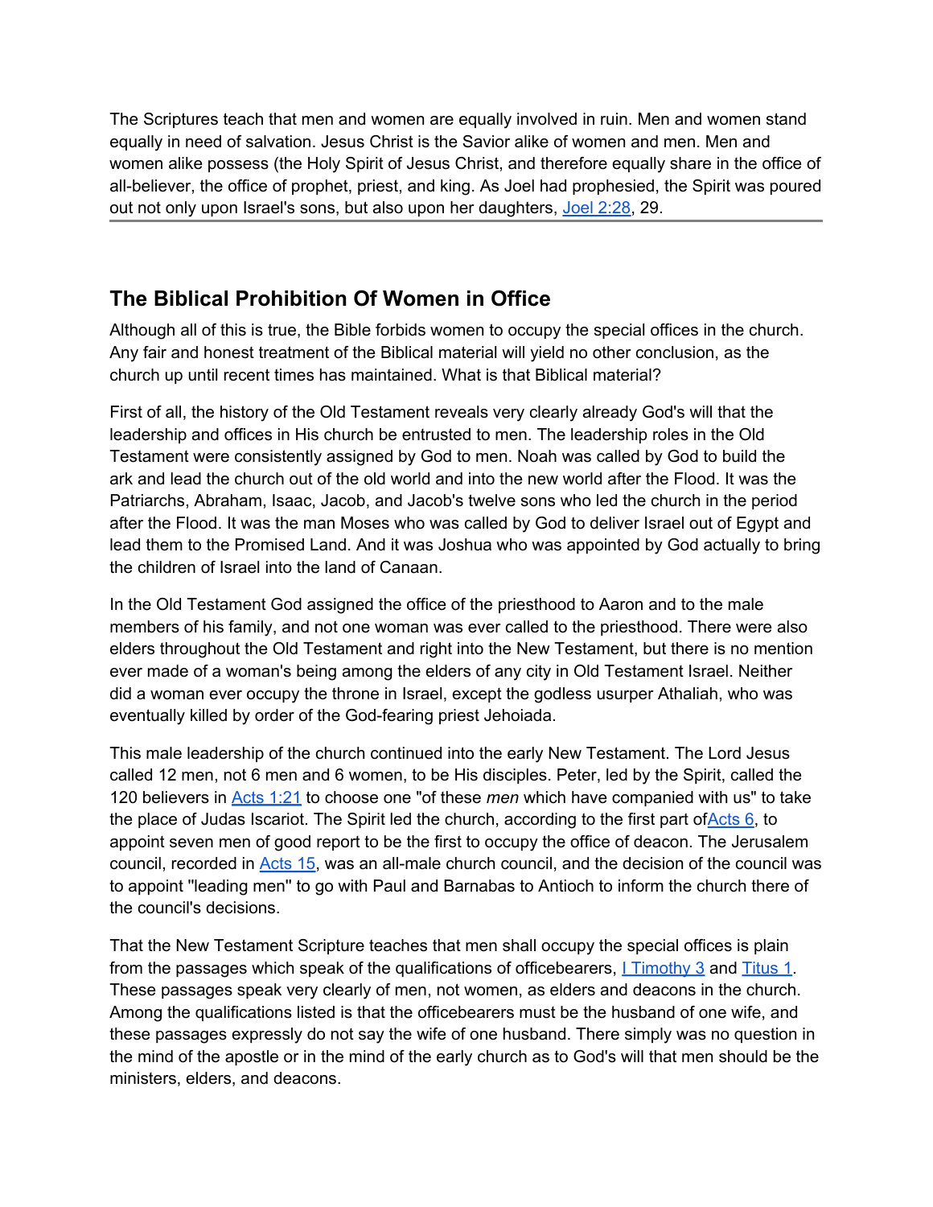The Scriptures teach that men and women are equally involved in ruin. Men and women stand equally in need of salvation. Jesus Christ is the Savior alike of women and men. Men and women alike possess (the Holy Spirit of Jesus Christ, and therefore equally share in the office of all-believer, the office of prophet, priest, and king. As Joel had prophesied, the Spirit was poured out not only upon Israel's sons, but also upon her daughters, Joel 2:28, 29.

---

## The Biblical Prohibition Of Women in Office

Although all of this is true, the Bible forbids women to occupy the special offices in the church. Any fair and honest treatment of the Biblical material will yield no other conclusion, as the church up until recent times has maintained. What is that Biblical material?

First of all, the history of the Old Testament reveals very clearly already God's will that the leadership and offices in His church be entrusted to men. The leadership roles in the Old Testament were consistently assigned by God to men. Noah was called by God to build the ark and lead the church out of the old world and into the new world after the Flood. It was the Patriarchs, Abraham, Isaac, Jacob, and Jacob's twelve sons who led the church in the period after the Flood. It was the man Moses who was called by God to deliver Israel out of Egypt and lead them to the Promised Land. And it was Joshua who was appointed by God actually to bring the children of Israel into the land of Canaan.

In the Old Testament God assigned the office of the priesthood to Aaron and to the male members of his family, and not one woman was ever called to the priesthood. There were also elders throughout the Old Testament and right into the New Testament, but there is no mention ever made of a woman's being among the elders of any city in Old Testament Israel. Neither did a woman ever occupy the throne in Israel, except the godless usurper Athaliah, who was eventually killed by order of the God-fearing priest Jehoiada.

This male leadership of the church continued into the early New Testament. The Lord Jesus called 12 men, not 6 men and 6 women, to be His disciples. Peter, led by the Spirit, called the 120 believers in Acts 1:21 to choose one "of these *men* which have companied with us" to take the place of Judas Iscariot. The Spirit led the church, according to the first part ofActs 6, to appoint seven men of good report to be the first to occupy the office of deacon. The Jerusalem council, recorded in Acts 15, was an all-male church council, and the decision of the council was to appoint "leading men" to go with Paul and Barnabas to Antioch to inform the church there of the council's decisions.

That the New Testament Scripture teaches that men shall occupy the special offices is plain from the passages which speak of the qualifications of officebearers, I Timothy 3 and Titus 1. These passages speak very clearly of men, not women, as elders and deacons in the church. Among the qualifications listed is that the officebearers must be the husband of one wife, and these passages expressly do not say the wife of one husband. There simply was no question in the mind of the apostle or in the mind of the early church as to God's will that men should be the ministers, elders, and deacons.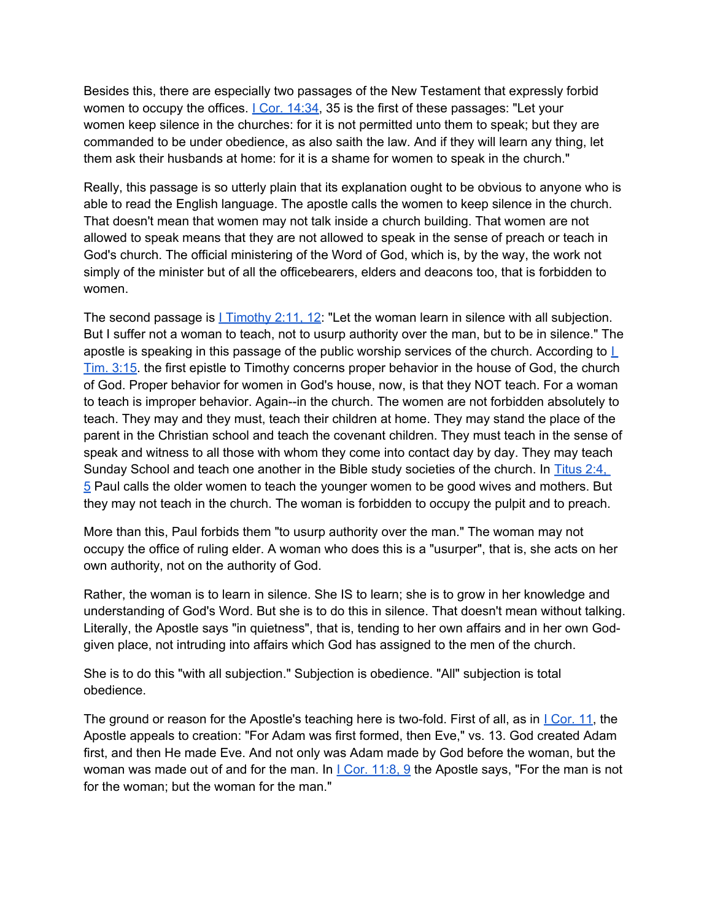Besides this, there are especially two passages of the New Testament that expressly forbid women to occupy the offices. I Cor. 14:34, 35 is the first of these passages: "Let your women keep silence in the churches: for it is not permitted unto them to speak; but they are commanded to be under obedience, as also saith the law. And if they will learn any thing, let them ask their husbands at home: for it is a shame for women to speak in the church."

Really, this passage is so utterly plain that its explanation ought to be obvious to anyone who is able to read the English language. The apostle calls the women to keep silence in the church. That doesn't mean that women may not talk inside a church building. That women are not allowed to speak means that they are not allowed to speak in the sense of preach or teach in God's church. The official ministering of the Word of God, which is, by the way, the work not simply of the minister but of all the officebearers, elders and deacons too, that is forbidden to women.

The second passage is I Timothy 2:11, 12: "Let the woman learn in silence with all subjection. But I suffer not a woman to teach, not to usurp authority over the man, but to be in silence." The apostle is speaking in this passage of the public worship services of the church. According to I Tim. 3:15. the first epistle to Timothy concerns proper behavior in the house of God, the church of God. Proper behavior for women in God's house, now, is that they NOT teach. For a woman to teach is improper behavior. Again--in the church. The women are not forbidden absolutely to teach. They may and they must, teach their children at home. They may stand the place of the parent in the Christian school and teach the covenant children. They must teach in the sense of speak and witness to all those with whom they come into contact day by day. They may teach Sunday School and teach one another in the Bible study societies of the church. In Titus 2:4, 5 Paul calls the older women to teach the younger women to be good wives and mothers. But they may not teach in the church. The woman is forbidden to occupy the pulpit and to preach.

More than this, Paul forbids them "to usurp authority over the man." The woman may not occupy the office of ruling elder. A woman who does this is a "usurper", that is, she acts on her own authority, not on the authority of God.

Rather, the woman is to learn in silence. She IS to learn; she is to grow in her knowledge and understanding of God's Word. But she is to do this in silence. That doesn't mean without talking. Literally, the Apostle says "in quietness", that is, tending to her own affairs and in her own God-given place, not intruding into affairs which God has assigned to the men of the church.

She is to do this "with all subjection." Subjection is obedience. "All" subjection is total obedience.

The ground or reason for the Apostle's teaching here is two-fold. First of all, as in I Cor. 11, the Apostle appeals to creation: "For Adam was first formed, then Eve," vs. 13. God created Adam first, and then He made Eve. And not only was Adam made by God before the woman, but the woman was made out of and for the man. In I Cor. 11:8, 9 the Apostle says, "For the man is not for the woman; but the woman for the man."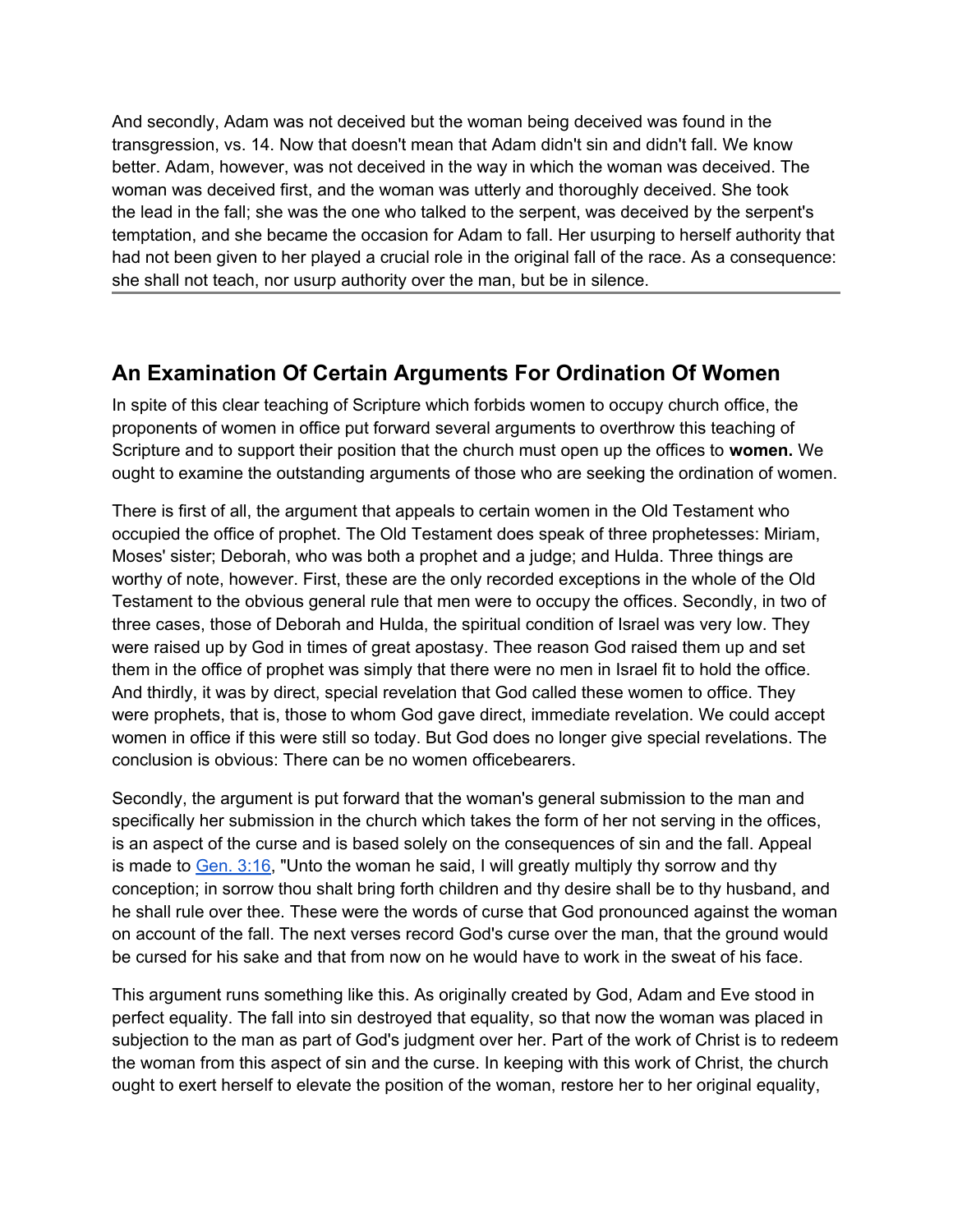And secondly, Adam was not deceived but the woman being deceived was found in the transgression, vs. 14. Now that doesn't mean that Adam didn't sin and didn't fall. We know better. Adam, however, was not deceived in the way in which the woman was deceived. The woman was deceived first, and the woman was utterly and thoroughly deceived. She took the lead in the fall; she was the one who talked to the serpent, was deceived by the serpent's temptation, and she became the occasion for Adam to fall. Her usurping to herself authority that had not been given to her played a crucial role in the original fall of the race. As a consequence: she shall not teach, nor usurp authority over the man, but be in silence.

---

## An Examination Of Certain Arguments For Ordination Of Women

In spite of this clear teaching of Scripture which forbids women to occupy church office, the proponents of women in office put forward several arguments to overthrow this teaching of Scripture and to support their position that the church must open up the offices to **women.** We ought to examine the outstanding arguments of those who are seeking the ordination of women.

There is first of all, the argument that appeals to certain women in the Old Testament who occupied the office of prophet. The Old Testament does speak of three prophetesses: Miriam, Moses' sister; Deborah, who was both a prophet and a judge; and Hulda. Three things are worthy of note, however. First, these are the only recorded exceptions in the whole of the Old Testament to the obvious general rule that men were to occupy the offices. Secondly, in two of three cases, those of Deborah and Hulda, the spiritual condition of Israel was very low. They were raised up by God in times of great apostasy. Thee reason God raised them up and set them in the office of prophet was simply that there were no men in Israel fit to hold the office. And thirdly, it was by direct, special revelation that God called these women to office. They were prophets, that is, those to whom God gave direct, immediate revelation. We could accept women in office if this were still so today. But God does no longer give special revelations. The conclusion is obvious: There can be no women officebearers.

Secondly, the argument is put forward that the woman's general submission to the man and specifically her submission in the church which takes the form of her not serving in the offices, is an aspect of the curse and is based solely on the consequences of sin and the fall. Appeal is made to Gen. 3:16, "Unto the woman he said, I will greatly multiply thy sorrow and thy conception; in sorrow thou shalt bring forth children and thy desire shall be to thy husband, and he shall rule over thee. These were the words of curse that God pronounced against the woman on account of the fall. The next verses record God's curse over the man, that the ground would be cursed for his sake and that from now on he would have to work in the sweat of his face.

This argument runs something like this. As originally created by God, Adam and Eve stood in perfect equality. The fall into sin destroyed that equality, so that now the woman was placed in subjection to the man as part of God's judgment over her. Part of the work of Christ is to redeem the woman from this aspect of sin and the curse. In keeping with this work of Christ, the church ought to exert herself to elevate the position of the woman, restore her to her original equality,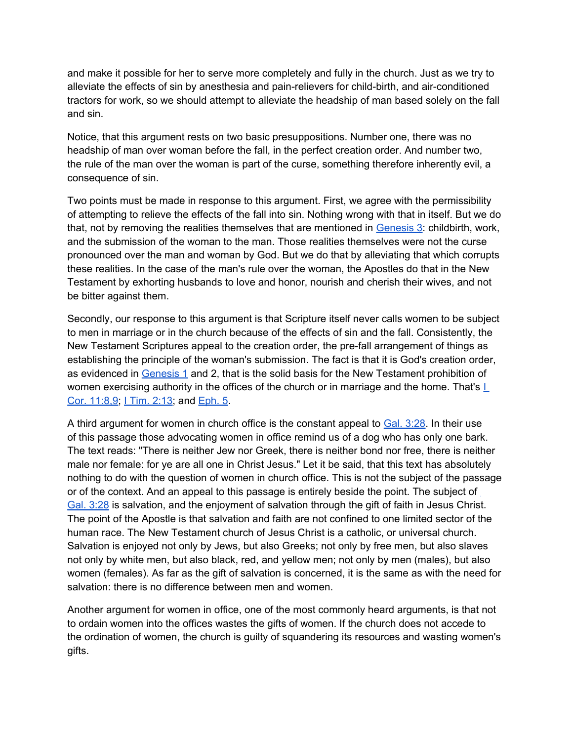and make it possible for her to serve more completely and fully in the church. Just as we try to alleviate the effects of sin by anesthesia and pain-relievers for child-birth, and air-conditioned tractors for work, so we should attempt to alleviate the headship of man based solely on the fall and sin.

Notice, that this argument rests on two basic presuppositions. Number one, there was no headship of man over woman before the fall, in the perfect creation order. And number two, the rule of the man over the woman is part of the curse, something therefore inherently evil, a consequence of sin.

Two points must be made in response to this argument. First, we agree with the permissibility of attempting to relieve the effects of the fall into sin. Nothing wrong with that in itself. But we do that, not by removing the realities themselves that are mentioned in Genesis 3: childbirth, work, and the submission of the woman to the man. Those realities themselves were not the curse pronounced over the man and woman by God. But we do that by alleviating that which corrupts these realities. In the case of the man's rule over the woman, the Apostles do that in the New Testament by exhorting husbands to love and honor, nourish and cherish their wives, and not be bitter against them.

Secondly, our response to this argument is that Scripture itself never calls women to be subject to men in marriage or in the church because of the effects of sin and the fall. Consistently, the New Testament Scriptures appeal to the creation order, the pre-fall arrangement of things as establishing the principle of the woman's submission. The fact is that it is God's creation order, as evidenced in Genesis 1 and 2, that is the solid basis for the New Testament prohibition of women exercising authority in the offices of the church or in marriage and the home. That's I Cor. 11:8,9; I Tim. 2:13; and Eph. 5.

A third argument for women in church office is the constant appeal to Gal. 3:28. In their use of this passage those advocating women in office remind us of a dog who has only one bark. The text reads: "There is neither Jew nor Greek, there is neither bond nor free, there is neither male nor female: for ye are all one in Christ Jesus." Let it be said, that this text has absolutely nothing to do with the question of women in church office. This is not the subject of the passage or of the context. And an appeal to this passage is entirely beside the point. The subject of Gal. 3:28 is salvation, and the enjoyment of salvation through the gift of faith in Jesus Christ. The point of the Apostle is that salvation and faith are not confined to one limited sector of the human race. The New Testament church of Jesus Christ is a catholic, or universal church. Salvation is enjoyed not only by Jews, but also Greeks; not only by free men, but also slaves not only by white men, but also black, red, and yellow men; not only by men (males), but also women (females). As far as the gift of salvation is concerned, it is the same as with the need for salvation: there is no difference between men and women.

Another argument for women in office, one of the most commonly heard arguments, is that not to ordain women into the offices wastes the gifts of women. If the church does not accede to the ordination of women, the church is guilty of squandering its resources and wasting women's gifts.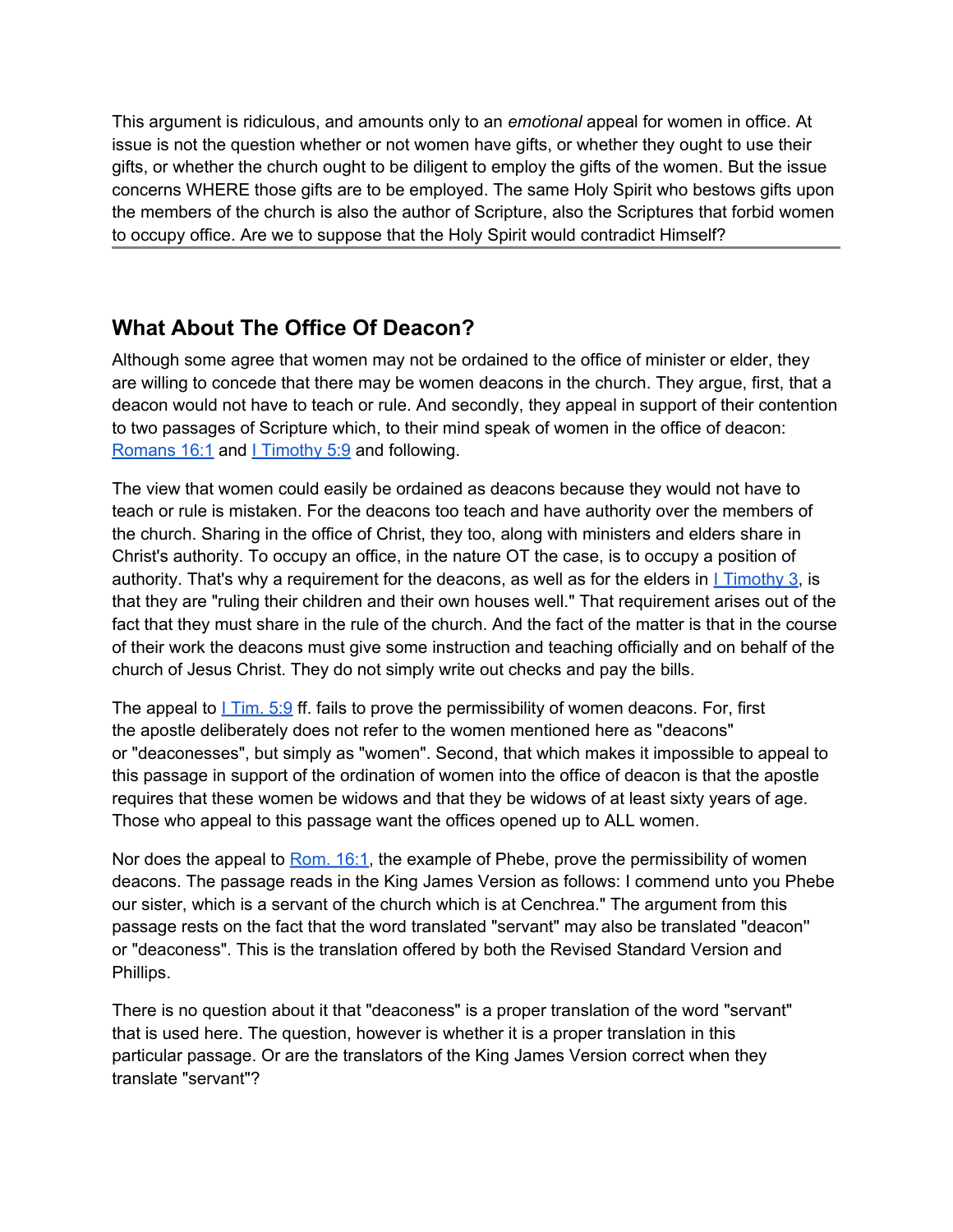This argument is ridiculous, and amounts only to an *emotional* appeal for women in office. At issue is not the question whether or not women have gifts, or whether they ought to use their gifts, or whether the church ought to be diligent to employ the gifts of the women. But the issue concerns WHERE those gifts are to be employed. The same Holy Spirit who bestows gifts upon the members of the church is also the author of Scripture, also the Scriptures that forbid women to occupy office. Are we to suppose that the Holy Spirit would contradict Himself?

---

## What About The Office Of Deacon?

Although some agree that women may not be ordained to the office of minister or elder, they are willing to concede that there may be women deacons in the church. They argue, first, that a deacon would not have to teach or rule. And secondly, they appeal in support of their contention to two passages of Scripture which, to their mind speak of women in the office of deacon: Romans 16:1 and I Timothy 5:9 and following.

The view that women could easily be ordained as deacons because they would not have to teach or rule is mistaken. For the deacons too teach and have authority over the members of the church. Sharing in the office of Christ, they too, along with ministers and elders share in Christ's authority. To occupy an office, in the nature OT the case, is to occupy a position of authority. That's why a requirement for the deacons, as well as for the elders in I Timothy 3, is that they are "ruling their children and their own houses well." That requirement arises out of the fact that they must share in the rule of the church. And the fact of the matter is that in the course of their work the deacons must give some instruction and teaching officially and on behalf of the church of Jesus Christ. They do not simply write out checks and pay the bills.

The appeal to I Tim. 5:9 ff. fails to prove the permissibility of women deacons. For, first the apostle deliberately does not refer to the women mentioned here as "deacons" or "deaconesses", but simply as "women". Second, that which makes it impossible to appeal to this passage in support of the ordination of women into the office of deacon is that the apostle requires that these women be widows and that they be widows of at least sixty years of age. Those who appeal to this passage want the offices opened up to ALL women.

Nor does the appeal to Rom. 16:1, the example of Phebe, prove the permissibility of women deacons. The passage reads in the King James Version as follows: I commend unto you Phebe our sister, which is a servant of the church which is at Cenchrea." The argument from this passage rests on the fact that the word translated "servant" may also be translated "deacon" or "deaconess". This is the translation offered by both the Revised Standard Version and Phillips.

There is no question about it that "deaconess" is a proper translation of the word "servant" that is used here. The question, however is whether it is a proper translation in this particular passage. Or are the translators of the King James Version correct when they translate "servant"?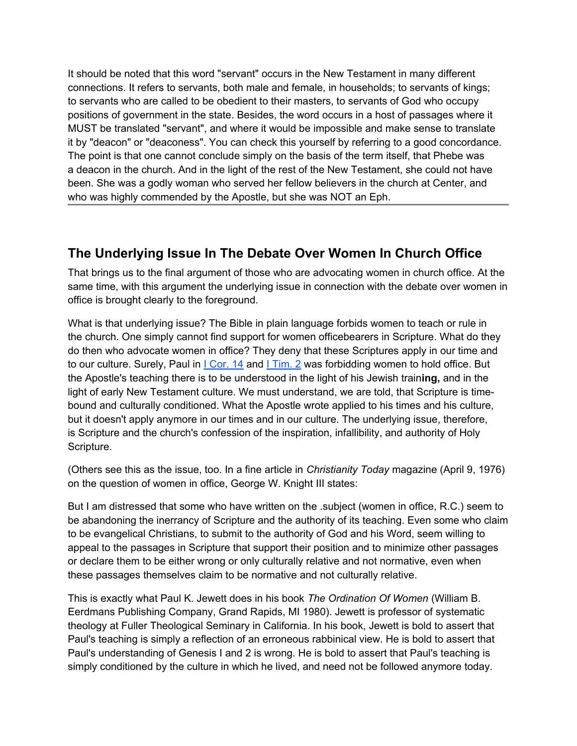It should be noted that this word "servant" occurs in the New Testament in many different connections. It refers to servants, both male and female, in households; to servants of kings; to servants who are called to be obedient to their masters, to servants of God who occupy positions of government in the state. Besides, the word occurs in a host of passages where it MUST be translated "servant", and where it would be impossible and make sense to translate it by "deacon" or "deaconess". You can check this yourself by referring to a good concordance. The point is that one cannot conclude simply on the basis of the term itself, that Phebe was a deacon in the church. And in the light of the rest of the New Testament, she could not have been. She was a godly woman who served her fellow believers in the church at Center, and who was highly commended by the Apostle, but she was NOT an Eph.

---

## The Underlying Issue In The Debate Over Women In Church Office

That brings us to the final argument of those who are advocating women in church office. At the same time, with this argument the underlying issue in connection with the debate over women in office is brought clearly to the foreground.

What is that underlying issue? The Bible in plain language forbids women to teach or rule in the church. One simply cannot find support for women officebearers in Scripture. What do they do then who advocate women in office? They deny that these Scriptures apply in our time and to our culture. Surely, Paul in I Cor. 14 and I Tim. 2 was forbidding women to hold office. But the Apostle's teaching there is to be understood in the light of his Jewish train**ing,** and in the light of early New Testament culture. We must understand, we are told, that Scripture is time-bound and culturally conditioned. What the Apostle wrote applied to his times and his culture, but it doesn't apply anymore in our times and in our culture. The underlying issue, therefore, is Scripture and the church's confession of the inspiration, infallibility, and authority of Holy Scripture.

(Others see this as the issue, too. In a fine article in *Christianity Today* magazine (April 9, 1976) on the question of women in office, George W. Knight III states:

But I am distressed that some who have written on the .subject (women in office, R.C.) seem to be abandoning the inerrancy of Scripture and the authority of its teaching. Even some who claim to be evangelical Christians, to submit to the authority of God and his Word, seem willing to appeal to the passages in Scripture that support their position and to minimize other passages or declare them to be either wrong or only culturally relative and not normative, even when these passages themselves claim to be normative and not culturally relative.

This is exactly what Paul K. Jewett does in his book *The Ordination Of Women* (William B. Eerdmans Publishing Company, Grand Rapids, MI 1980). Jewett is professor of systematic theology at Fuller Theological Seminary in California. In his book, Jewett is bold to assert that Paul's teaching is simply a reflection of an erroneous rabbinical view. He is bold to assert that Paul's understanding of Genesis I and 2 is wrong. He is bold to assert that Paul's teaching is simply conditioned by the culture in which he lived, and need not be followed anymore today.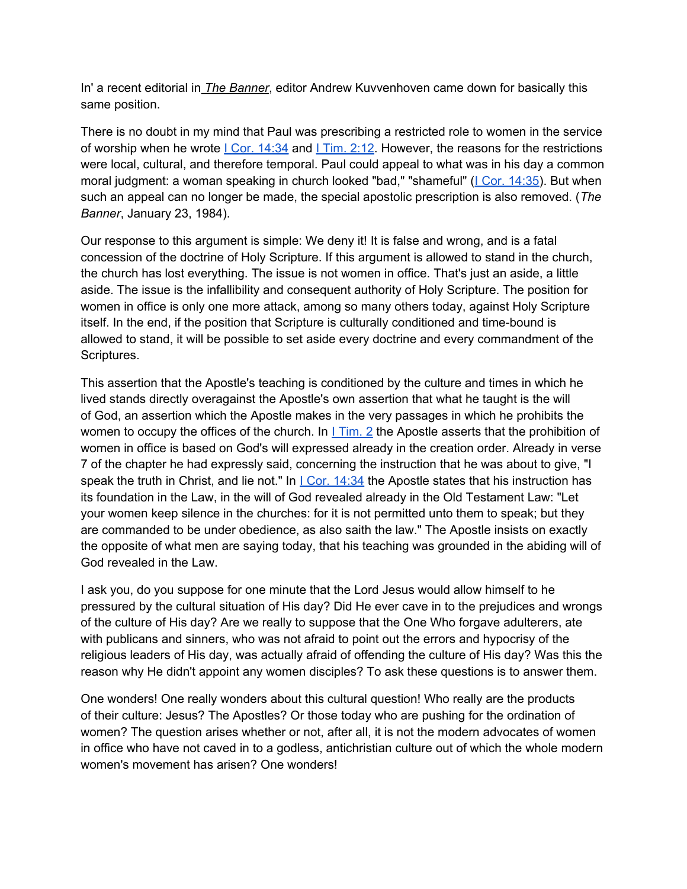In' a recent editorial in *The Banner*, editor Andrew Kuvvenhoven came down for basically this same position.

There is no doubt in my mind that Paul was prescribing a restricted role to women in the service of worship when he wrote I Cor. 14:34 and I Tim. 2:12. However, the reasons for the restrictions were local, cultural, and therefore temporal. Paul could appeal to what was in his day a common moral judgment: a woman speaking in church looked "bad," "shameful" (I Cor. 14:35). But when such an appeal can no longer be made, the special apostolic prescription is also removed. (*The Banner*, January 23, 1984).

Our response to this argument is simple: We deny it! It is false and wrong, and is a fatal concession of the doctrine of Holy Scripture. If this argument is allowed to stand in the church, the church has lost everything. The issue is not women in office. That's just an aside, a little aside. The issue is the infallibility and consequent authority of Holy Scripture. The position for women in office is only one more attack, among so many others today, against Holy Scripture itself. In the end, if the position that Scripture is culturally conditioned and time-bound is allowed to stand, it will be possible to set aside every doctrine and every commandment of the Scriptures.

This assertion that the Apostle's teaching is conditioned by the culture and times in which he lived stands directly overagainst the Apostle's own assertion that what he taught is the will of God, an assertion which the Apostle makes in the very passages in which he prohibits the women to occupy the offices of the church. In I Tim. 2 the Apostle asserts that the prohibition of women in office is based on God's will expressed already in the creation order. Already in verse 7 of the chapter he had expressly said, concerning the instruction that he was about to give, "I speak the truth in Christ, and lie not." In I Cor. 14:34 the Apostle states that his instruction has its foundation in the Law, in the will of God revealed already in the Old Testament Law: "Let your women keep silence in the churches: for it is not permitted unto them to speak; but they are commanded to be under obedience, as also saith the law." The Apostle insists on exactly the opposite of what men are saying today, that his teaching was grounded in the abiding will of God revealed in the Law.

I ask you, do you suppose for one minute that the Lord Jesus would allow himself to he pressured by the cultural situation of His day? Did He ever cave in to the prejudices and wrongs of the culture of His day? Are we really to suppose that the One Who forgave adulterers, ate with publicans and sinners, who was not afraid to point out the errors and hypocrisy of the religious leaders of His day, was actually afraid of offending the culture of His day? Was this the reason why He didn't appoint any women disciples? To ask these questions is to answer them.

One wonders! One really wonders about this cultural question! Who really are the products of their culture: Jesus? The Apostles? Or those today who are pushing for the ordination of women? The question arises whether or not, after all, it is not the modern advocates of women in office who have not caved in to a godless, antichristian culture out of which the whole modern women's movement has arisen? One wonders!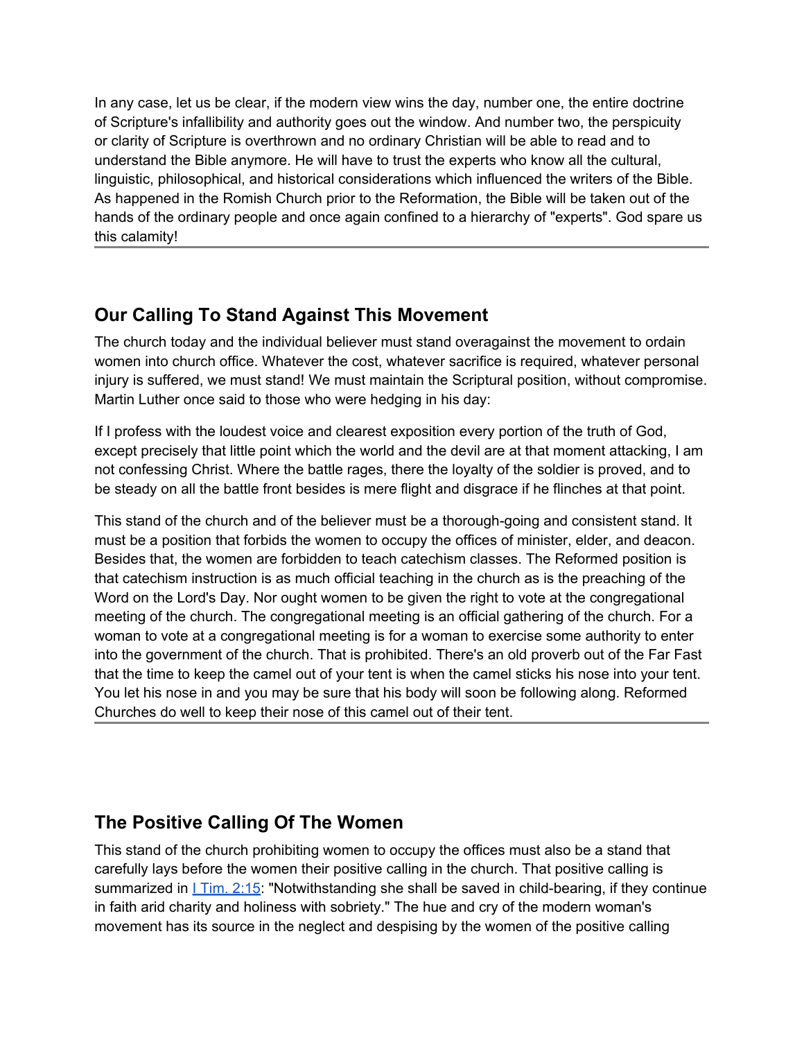In any case, let us be clear, if the modern view wins the day, number one, the entire doctrine of Scripture's infallibility and authority goes out the window. And number two, the perspicuity or clarity of Scripture is overthrown and no ordinary Christian will be able to read and to understand the Bible anymore. He will have to trust the experts who know all the cultural, linguistic, philosophical, and historical considerations which influenced the writers of the Bible. As happened in the Romish Church prior to the Reformation, the Bible will be taken out of the hands of the ordinary people and once again confined to a hierarchy of "experts". God spare us this calamity!

---

## Our Calling To Stand Against This Movement

The church today and the individual believer must stand overagainst the movement to ordain women into church office. Whatever the cost, whatever sacrifice is required, whatever personal injury is suffered, we must stand! We must maintain the Scriptural position, without compromise. Martin Luther once said to those who were hedging in his day:

If I profess with the loudest voice and clearest exposition every portion of the truth of God, except precisely that little point which the world and the devil are at that moment attacking, I am not confessing Christ. Where the battle rages, there the loyalty of the soldier is proved, and to be steady on all the battle front besides is mere flight and disgrace if he flinches at that point.

This stand of the church and of the believer must be a thorough-going and consistent stand. It must be a position that forbids the women to occupy the offices of minister, elder, and deacon. Besides that, the women are forbidden to teach catechism classes. The Reformed position is that catechism instruction is as much official teaching in the church as is the preaching of the Word on the Lord's Day. Nor ought women to be given the right to vote at the congregational meeting of the church. The congregational meeting is an official gathering of the church. For a woman to vote at a congregational meeting is for a woman to exercise some authority to enter into the government of the church. That is prohibited. There's an old proverb out of the Far Fast that the time to keep the camel out of your tent is when the camel sticks his nose into your tent. You let his nose in and you may be sure that his body will soon be following along. Reformed Churches do well to keep their nose of this camel out of their tent.

---

## The Positive Calling Of The Women

This stand of the church prohibiting women to occupy the offices must also be a stand that carefully lays before the women their positive calling in the church. That positive calling is summarized in I Tim. 2:15: "Notwithstanding she shall be saved in child-bearing, if they continue in faith arid charity and holiness with sobriety." The hue and cry of the modern woman's movement has its source in the neglect and despising by the women of the positive calling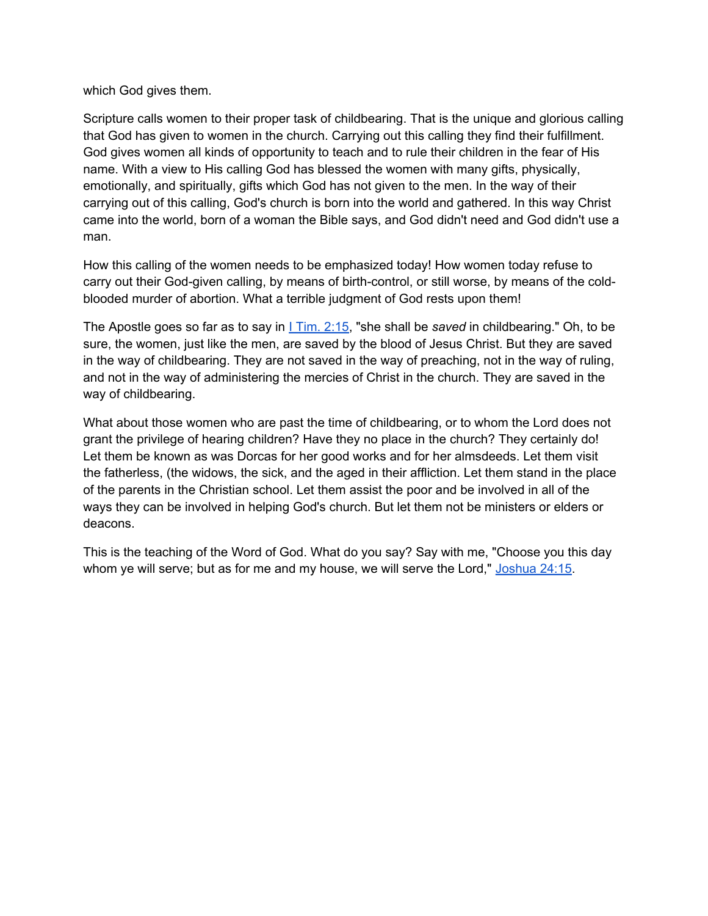which God gives them.

Scripture calls women to their proper task of childbearing. That is the unique and glorious calling that God has given to women in the church. Carrying out this calling they find their fulfillment. God gives women all kinds of opportunity to teach and to rule their children in the fear of His name. With a view to His calling God has blessed the women with many gifts, physically, emotionally, and spiritually, gifts which God has not given to the men. In the way of their carrying out of this calling, God's church is born into the world and gathered. In this way Christ came into the world, born of a woman the Bible says, and God didn't need and God didn't use a man.

How this calling of the women needs to be emphasized today! How women today refuse to carry out their God-given calling, by means of birth-control, or still worse, by means of the cold-blooded murder of abortion. What a terrible judgment of God rests upon them!

The Apostle goes so far as to say in [I Tim. 2:15](), "she shall be *saved* in childbearing." Oh, to be sure, the women, just like the men, are saved by the blood of Jesus Christ. But they are saved in the way of childbearing. They are not saved in the way of preaching, not in the way of ruling, and not in the way of administering the mercies of Christ in the church. They are saved in the way of childbearing.

What about those women who are past the time of childbearing, or to whom the Lord does not grant the privilege of hearing children? Have they no place in the church? They certainly do! Let them be known as was Dorcas for her good works and for her almsdeeds. Let them visit the fatherless, (the widows, the sick, and the aged in their affliction. Let them stand in the place of the parents in the Christian school. Let them assist the poor and be involved in all of the ways they can be involved in helping God's church. But let them not be ministers or elders or deacons.

This is the teaching of the Word of God. What do you say? Say with me, "Choose you this day whom ye will serve; but as for me and my house, we will serve the Lord," [Joshua 24:15]().